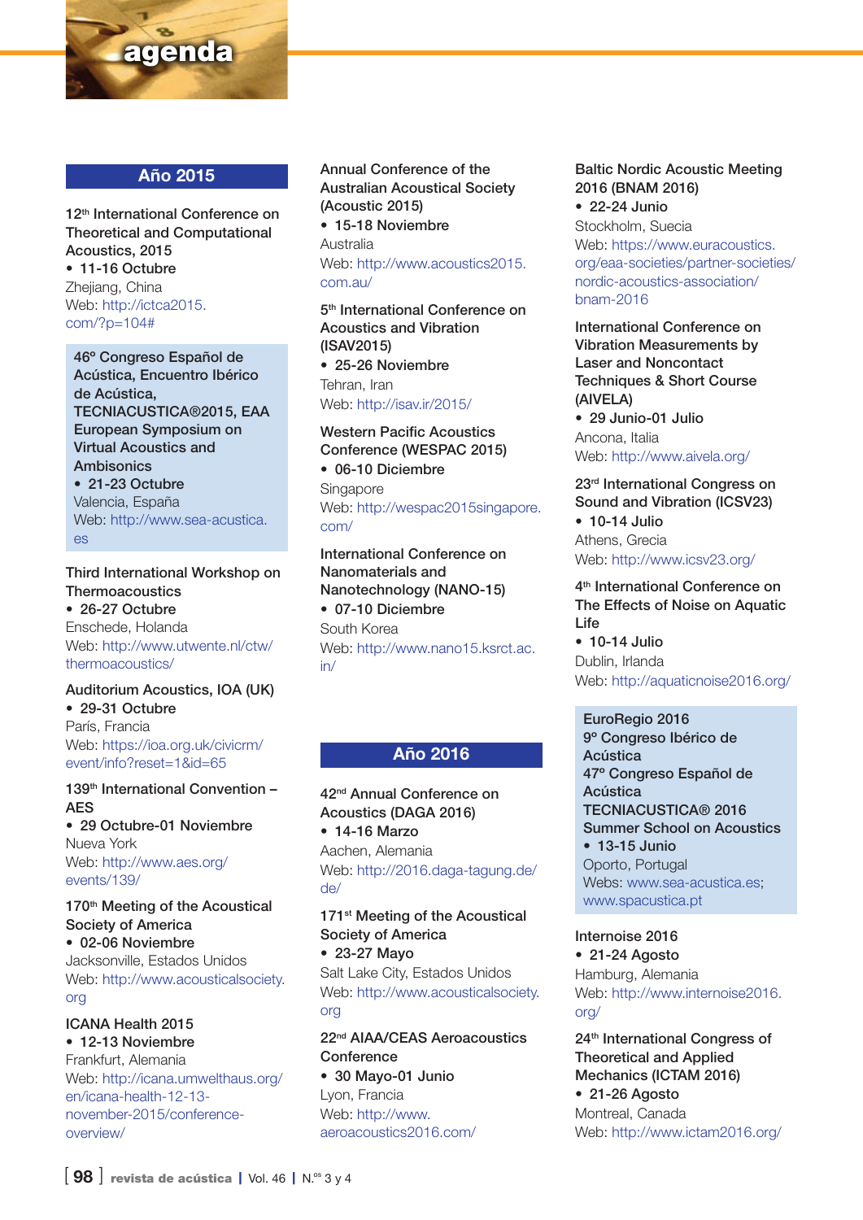# agenda

## Año 2015

**12th International Conference on Theoretical and Computational Acoustics, 2015**
- **11-16 Octubre**

Zhejiang, China
Web: http://ictca2015.com/?p=104#

**46º Congreso Español de Acústica, Encuentro Ibérico de Acústica, TECNIACUSTICA®2015, EAA European Symposium on Virtual Acoustics and Ambisonics**
- **21-23 Octubre**

Valencia, España
Web: http://www.sea-acustica.es

**Third International Workshop on Thermoacoustics**
- **26-27 Octubre**

Enschede, Holanda
Web: http://www.utwente.nl/ctw/thermoacoustics/

**Auditorium Acoustics, IOA (UK)**
- **29-31 Octubre**

París, Francia
Web: https://ioa.org.uk/civicrm/event/info?reset=1&id=65

**139th International Convention – AES**
- **29 Octubre-01 Noviembre**

Nueva York
Web: http://www.aes.org/events/139/

**170th Meeting of the Acoustical Society of America**
- **02-06 Noviembre**

Jacksonville, Estados Unidos
Web: http://www.acousticalsociety.org

**ICANA Health 2015**
- **12-13 Noviembre**

Frankfurt, Alemania
Web: http://icana.umwelthaus.org/en/icana-health-12-13-november-2015/conference-overview/

**Annual Conference of the Australian Acoustical Society (Acoustic 2015)**
- **15-18 Noviembre**

Australia
Web: http://www.acoustics2015.com.au/

**5th International Conference on Acoustics and Vibration (ISAV2015)**
- **25-26 Noviembre**

Tehran, Iran
Web: http://isav.ir/2015/

**Western Pacific Acoustics Conference (WESPAC 2015)**
- **06-10 Diciembre**

Singapore
Web: http://wespac2015singapore.com/

**International Conference on Nanomaterials and Nanotechnology (NANO-15)**
- **07-10 Diciembre**

South Korea
Web: http://www.nano15.ksrct.ac.in/

## Año 2016

**42nd Annual Conference on Acoustics (DAGA 2016)**
- **14-16 Marzo**

Aachen, Alemania
Web: http://2016.daga-tagung.de/de/

**171st Meeting of the Acoustical Society of America**
- **23-27 Mayo**

Salt Lake City, Estados Unidos
Web: http://www.acousticalsociety.org

**22nd AIAA/CEAS Aeroacoustics Conference**
- **30 Mayo-01 Junio**

Lyon, Francia
Web: http://www.aeroacoustics2016.com/

**Baltic Nordic Acoustic Meeting 2016 (BNAM 2016)**
- **22-24 Junio**

Stockholm, Suecia
Web: https://www.euracoustics.org/eaa-societies/partner-societies/nordic-acoustics-association/bnam-2016

**International Conference on Vibration Measurements by Laser and Noncontact Techniques & Short Course (AIVELA)**
- **29 Junio-01 Julio**

Ancona, Italia
Web: http://www.aivela.org/

**23rd International Congress on Sound and Vibration (ICSV23)**
- **10-14 Julio**

Athens, Grecia
Web: http://www.icsv23.org/

**4th International Conference on The Effects of Noise on Aquatic Life**
- **10-14 Julio**

Dublin, Irlanda
Web: http://aquaticnoise2016.org/

**EuroRegio 2016**
**9º Congreso Ibérico de Acústica**
**47º Congreso Español de Acústica**
**TECNIACUSTICA® 2016**
**Summer School on Acoustics**
- **13-15 Junio**

Oporto, Portugal
Webs: www.sea-acustica.es; www.spacustica.pt

**Internoise 2016**
- **21-24 Agosto**

Hamburg, Alemania
Web: http://www.internoise2016.org/

**24th International Congress of Theoretical and Applied Mechanics (ICTAM 2016)**
- **21-26 Agosto**

Montreal, Canada
Web: http://www.ictam2016.org/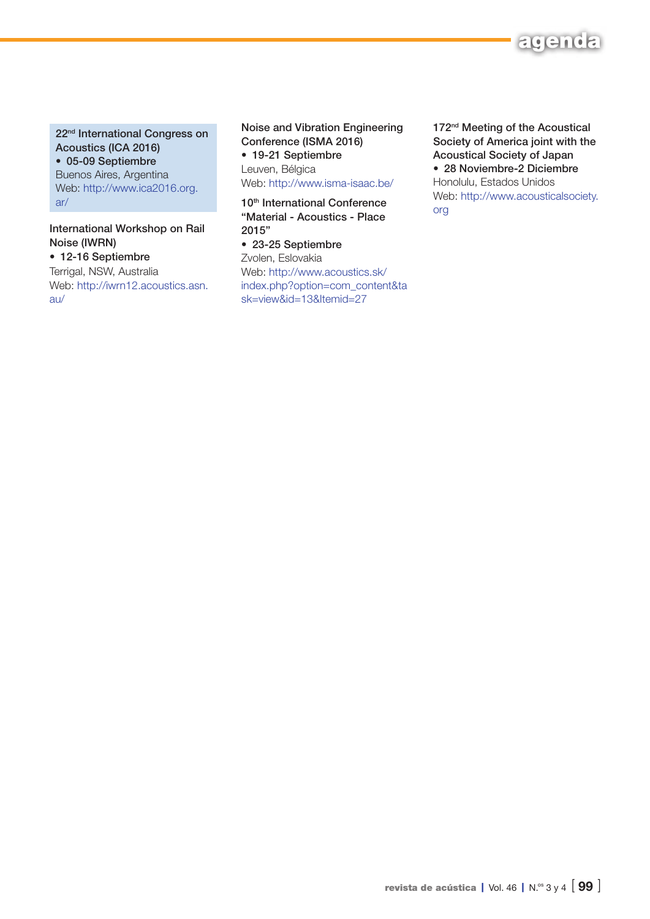**22nd International Congress on Acoustics (ICA 2016)**

- **05-09 Septiembre**

Buenos Aires, Argentina
Web: http://www.ica2016.org.ar/

**International Workshop on Rail Noise (IWRN)**

- **12-16 Septiembre**

Terrigal, NSW, Australia
Web: http://iwrn12.acoustics.asn.au/

**Noise and Vibration Engineering Conference (ISMA 2016)**

- **19-21 Septiembre**

Leuven, Bélgica
Web: http://www.isma-isaac.be/

**10th International Conference "Material - Acoustics - Place 2015"**

- **23-25 Septiembre**

Zvolen, Eslovakia
Web: http://www.acoustics.sk/index.php?option=com_content&task=view&id=13&Itemid=27

**172nd Meeting of the Acoustical Society of America joint with the Acoustical Society of Japan**

- **28 Noviembre-2 Diciembre**

Honolulu, Estados Unidos
Web: http://www.acousticalsociety.org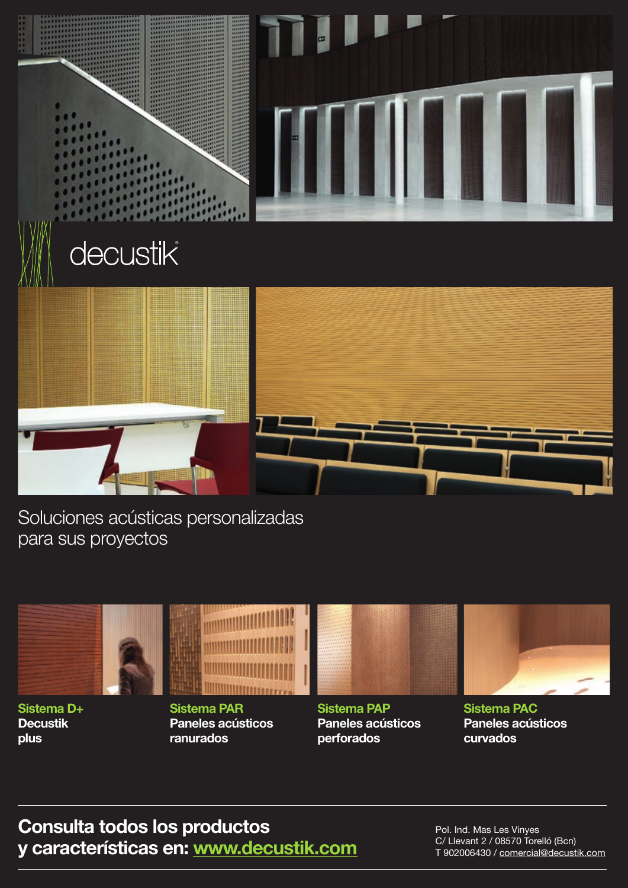decustik

Soluciones acústicas personalizadas para sus proyectos

**Sistema D+**
**Decustik plus**

**Sistema PAR**
**Paneles acústicos ranurados**

**Sistema PAP**
**Paneles acústicos perforados**

**Sistema PAC**
**Paneles acústicos curvados**

## Consulta todos los productos y características en: www.decustik.com

Pol. Ind. Mas Les Vinyes
C/ Llevant 2 / 08570 Torelló (Bcn)
T 902006430 / comercial@decustik.com